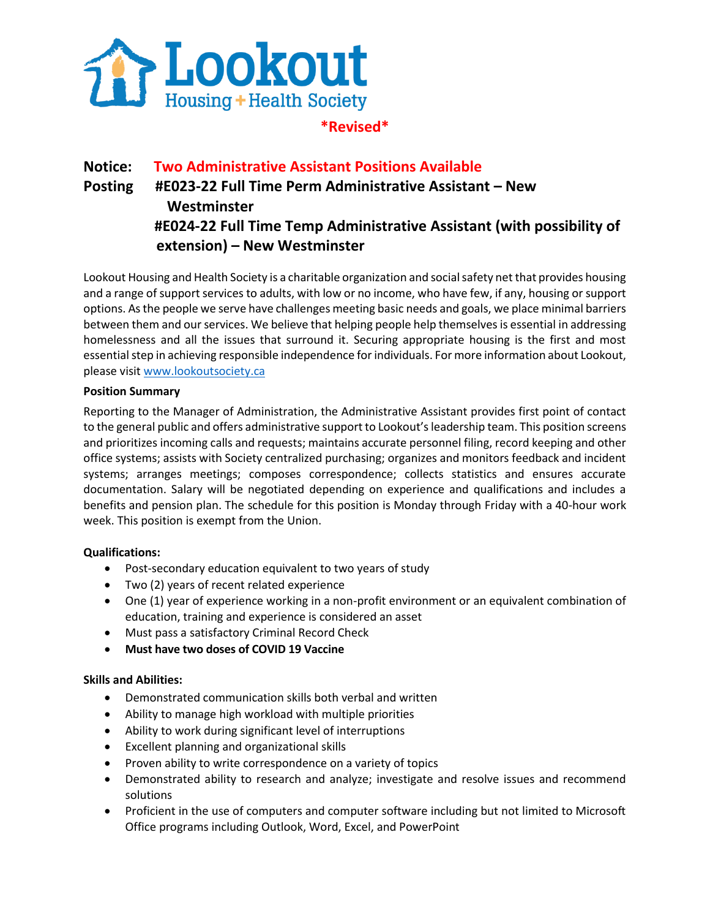Lookout
Housing + Health Society

**\*Revised\***

**Notice: Two Administrative Assistant Positions Available**

**Posting #E023-22 Full Time Perm Administrative Assistant – New Westminster**
**#E024-22 Full Time Temp Administrative Assistant (with possibility of extension) – New Westminster**

Lookout Housing and Health Society is a charitable organization and social safety net that provides housing and a range of support services to adults, with low or no income, who have few, if any, housing or support options. As the people we serve have challenges meeting basic needs and goals, we place minimal barriers between them and our services. We believe that helping people help themselves is essential in addressing homelessness and all the issues that surround it. Securing appropriate housing is the first and most essential step in achieving responsible independence for individuals. For more information about Lookout, please visit www.lookoutsociety.ca

**Position Summary**

Reporting to the Manager of Administration, the Administrative Assistant provides first point of contact to the general public and offers administrative support to Lookout's leadership team. This position screens and prioritizes incoming calls and requests; maintains accurate personnel filing, record keeping and other office systems; assists with Society centralized purchasing; organizes and monitors feedback and incident systems; arranges meetings; composes correspondence; collects statistics and ensures accurate documentation. Salary will be negotiated depending on experience and qualifications and includes a benefits and pension plan. The schedule for this position is Monday through Friday with a 40-hour work week. This position is exempt from the Union.

**Qualifications:**

- Post-secondary education equivalent to two years of study
- Two (2) years of recent related experience
- One (1) year of experience working in a non-profit environment or an equivalent combination of education, training and experience is considered an asset
- Must pass a satisfactory Criminal Record Check
- **Must have two doses of COVID 19 Vaccine**

**Skills and Abilities:**

- Demonstrated communication skills both verbal and written
- Ability to manage high workload with multiple priorities
- Ability to work during significant level of interruptions
- Excellent planning and organizational skills
- Proven ability to write correspondence on a variety of topics
- Demonstrated ability to research and analyze; investigate and resolve issues and recommend solutions
- Proficient in the use of computers and computer software including but not limited to Microsoft Office programs including Outlook, Word, Excel, and PowerPoint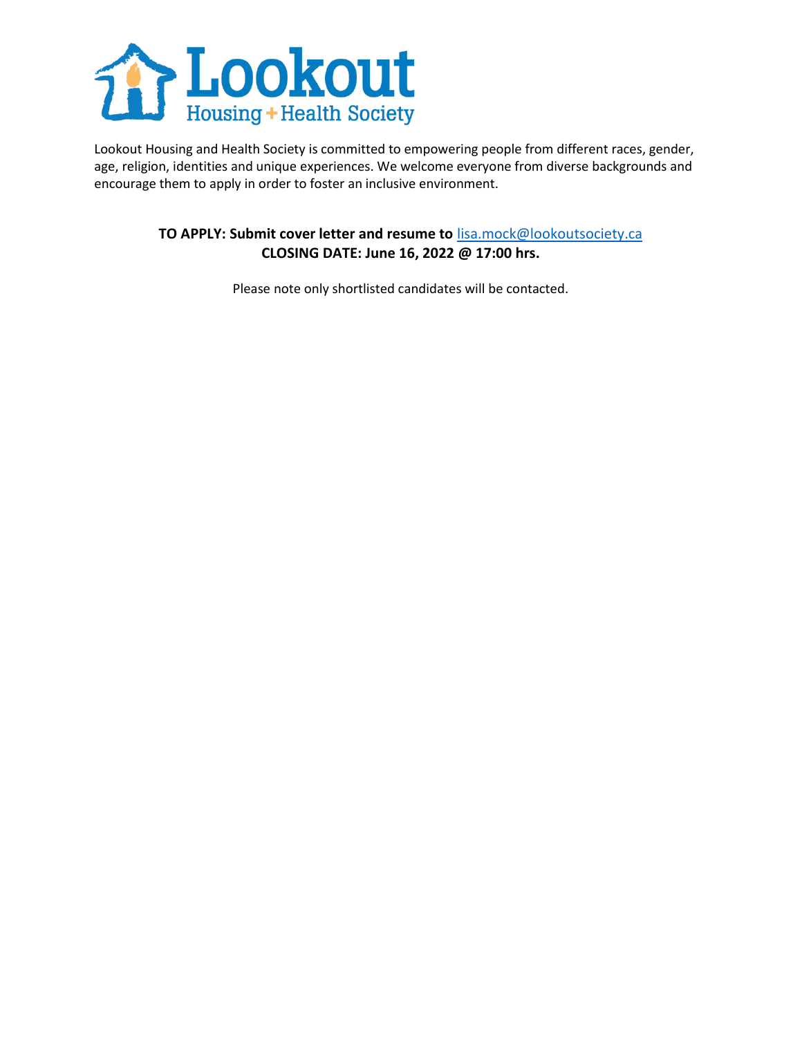Lookout Housing and Health Society is committed to empowering people from different races, gender, age, religion, identities and unique experiences. We welcome everyone from diverse backgrounds and encourage them to apply in order to foster an inclusive environment.

**TO APPLY: Submit cover letter and resume to** lisa.mock@lookoutsociety.ca
**CLOSING DATE: June 16, 2022 @ 17:00 hrs.**

Please note only shortlisted candidates will be contacted.